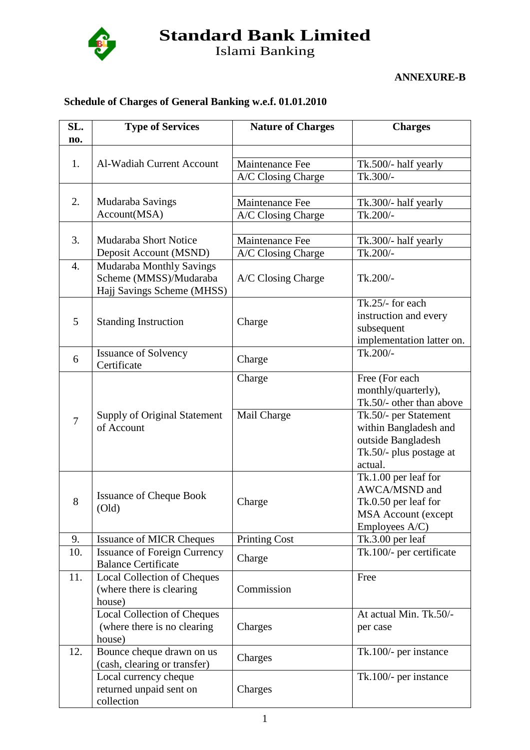# Standard Bank Limited

Islami Banking

**ANNEXURE-B**

**Schedule of Charges of General Banking w.e.f. 01.01.2010**

| SL. no. | Type of Services | Nature of Charges | Charges |
|---|---|---|---|
| 1. | Al-Wadiah Current Account | Maintenance Fee | Tk.500/- half yearly |
| | | A/C Closing Charge | Tk.300/- |
| 2. | Mudaraba Savings Account(MSA) | Maintenance Fee | Tk.300/- half yearly |
| | | A/C Closing Charge | Tk.200/- |
| 3. | Mudaraba Short Notice Deposit Account (MSND) | Maintenance Fee | Tk.300/- half yearly |
| | | A/C Closing Charge | Tk.200/- |
| 4. | Mudaraba Monthly Savings Scheme (MMSS)/Mudaraba Hajj Savings Scheme (MHSS) | A/C Closing Charge | Tk.200/- |
| 5 | Standing Instruction | Charge | Tk.25/- for each instruction and every subsequent implementation latter on. |
| 6 | Issuance of Solvency Certificate | Charge | Tk.200/- |
| 7 | Supply of Original Statement of Account | Charge | Free (For each monthly/quarterly), Tk.50/- other than above |
| | | Mail Charge | Tk.50/- per Statement within Bangladesh and outside Bangladesh Tk.50/- plus postage at actual. |
| 8 | Issuance of Cheque Book (Old) | Charge | Tk.1.00 per leaf for AWCA/MSND and Tk.0.50 per leaf for MSA Account (except Employees A/C) |
| 9. | Issuance of MICR Cheques | Printing Cost | Tk.3.00 per leaf |
| 10. | Issuance of Foreign Currency Balance Certificate | Charge | Tk.100/- per certificate |
| 11. | Local Collection of Cheques (where there is clearing house) | Commission | Free |
| | Local Collection of Cheques (where there is no clearing house) | Charges | At actual Min. Tk.50/- per case |
| 12. | Bounce cheque drawn on us (cash, clearing or transfer) | Charges | Tk.100/- per instance |
| | Local currency cheque returned unpaid sent on collection | Charges | Tk.100/- per instance |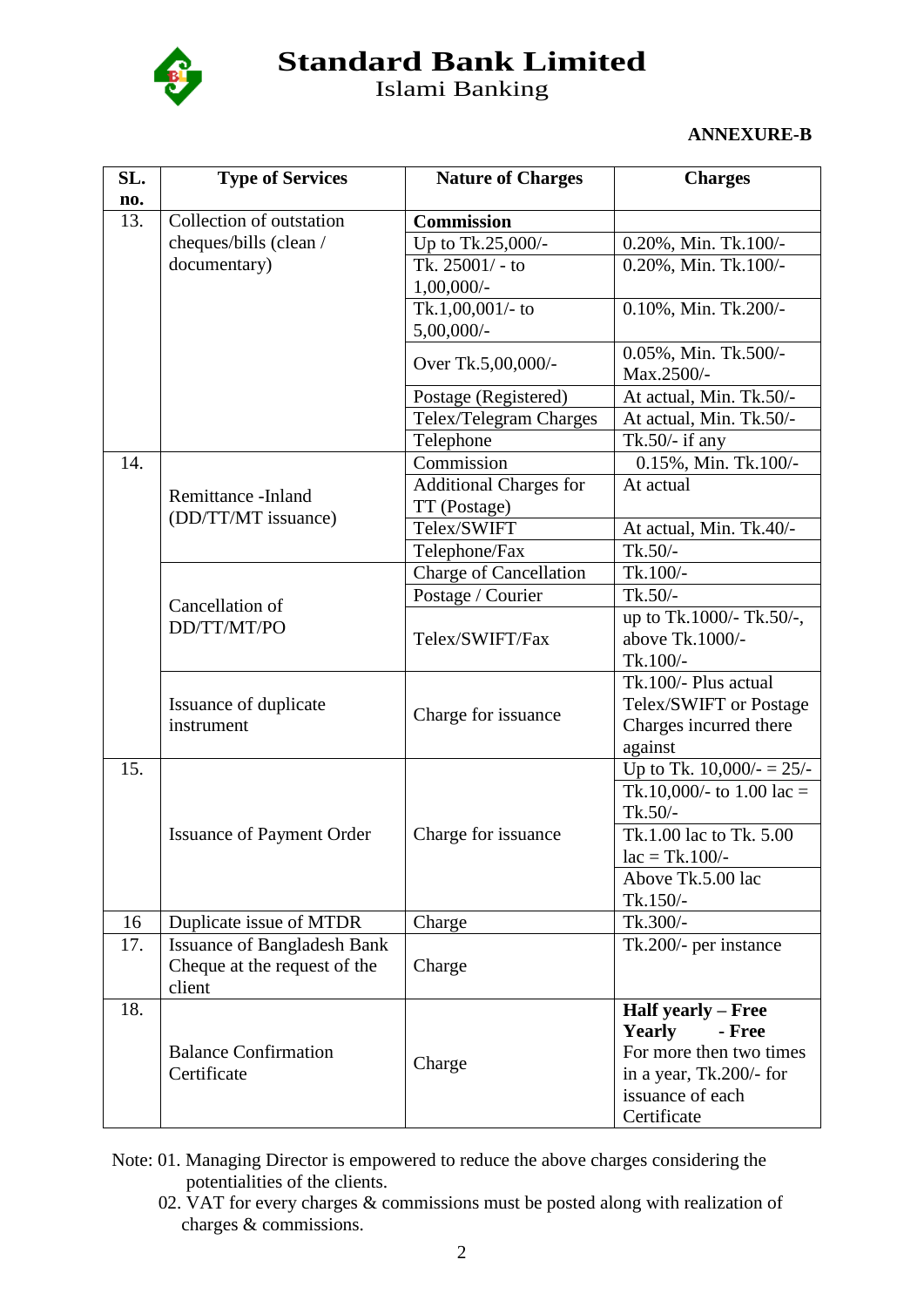# Standard Bank Limited

Islami Banking

**ANNEXURE-B**

| SL. no. | Type of Services | Nature of Charges | Charges |
|---|---|---|---|
| 13. | Collection of outstation cheques/bills (clean / documentary) | **Commission** | |
| | | Up to Tk.25,000/- | 0.20%, Min. Tk.100/- |
| | | Tk. 25001/ - to 1,00,000/- | 0.20%, Min. Tk.100/- |
| | | Tk.1,00,001/- to 5,00,000/- | 0.10%, Min. Tk.200/- |
| | | Over Tk.5,00,000/- | 0.05%, Min. Tk.500/- Max.2500/- |
| | | Postage (Registered) | At actual, Min. Tk.50/- |
| | | Telex/Telegram Charges | At actual, Min. Tk.50/- |
| | | Telephone | Tk.50/- if any |
| 14. | Remittance -Inland (DD/TT/MT issuance) | Commission | 0.15%, Min. Tk.100/- |
| | | Additional Charges for TT (Postage) | At actual |
| | | Telex/SWIFT | At actual, Min. Tk.40/- |
| | | Telephone/Fax | Tk.50/- |
| | Cancellation of DD/TT/MT/PO | Charge of Cancellation | Tk.100/- |
| | | Postage / Courier | Tk.50/- |
| | | Telex/SWIFT/Fax | up to Tk.1000/- Tk.50/-, above Tk.1000/- Tk.100/- |
| | Issuance of duplicate instrument | Charge for issuance | Tk.100/- Plus actual Telex/SWIFT or Postage Charges incurred there against |
| 15. | Issuance of Payment Order | Charge for issuance | Up to Tk. 10,000/- = 25/- |
| | | | Tk.10,000/- to 1.00 lac = Tk.50/- |
| | | | Tk.1.00 lac to Tk. 5.00 lac = Tk.100/- |
| | | | Above Tk.5.00 lac Tk.150/- |
| 16 | Duplicate issue of MTDR | Charge | Tk.300/- |
| 17. | Issuance of Bangladesh Bank Cheque at the request of the client | Charge | Tk.200/- per instance |
| 18. | Balance Confirmation Certificate | Charge | **Half yearly – Free** **Yearly - Free** For more then two times in a year, Tk.200/- for issuance of each Certificate |

Note: 01. Managing Director is empowered to reduce the above charges considering the potentialities of the clients.

02. VAT for every charges & commissions must be posted along with realization of charges & commissions.